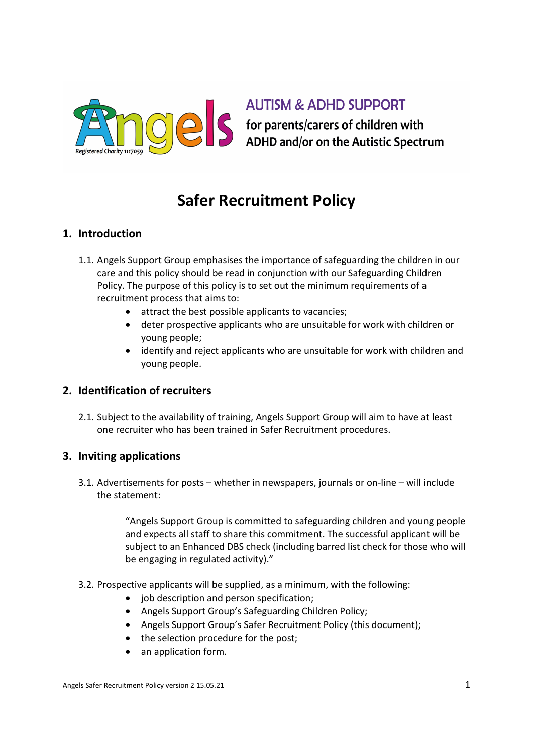Angels

Registered Charity 1117059

AUTISM & ADHD SUPPORT

for parents/carers of children with ADHD and/or on the Autistic Spectrum

# Safer Recruitment Policy

## 1. Introduction

1.1. Angels Support Group emphasises the importance of safeguarding the children in our care and this policy should be read in conjunction with our Safeguarding Children Policy. The purpose of this policy is to set out the minimum requirements of a recruitment process that aims to:

- attract the best possible applicants to vacancies;
- deter prospective applicants who are unsuitable for work with children or young people;
- identify and reject applicants who are unsuitable for work with children and young people.

## 2. Identification of recruiters

2.1. Subject to the availability of training, Angels Support Group will aim to have at least one recruiter who has been trained in Safer Recruitment procedures.

## 3. Inviting applications

3.1. Advertisements for posts – whether in newspapers, journals or on-line – will include the statement:

> "Angels Support Group is committed to safeguarding children and young people and expects all staff to share this commitment. The successful applicant will be subject to an Enhanced DBS check (including barred list check for those who will be engaging in regulated activity)."

3.2. Prospective applicants will be supplied, as a minimum, with the following:

- job description and person specification;
- Angels Support Group's Safeguarding Children Policy;
- Angels Support Group's Safer Recruitment Policy (this document);
- the selection procedure for the post;
- an application form.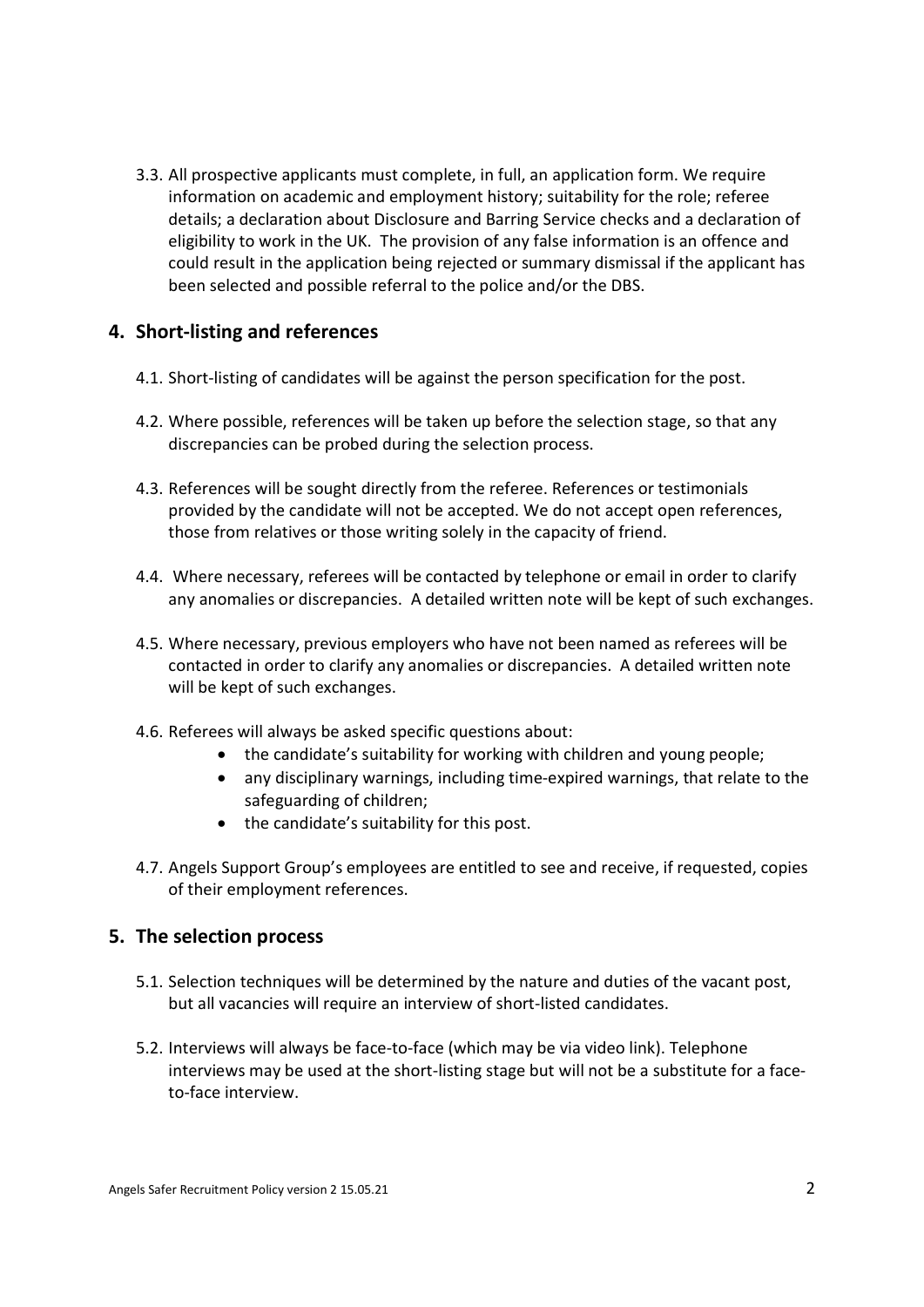3.3. All prospective applicants must complete, in full, an application form. We require information on academic and employment history; suitability for the role; referee details; a declaration about Disclosure and Barring Service checks and a declaration of eligibility to work in the UK. The provision of any false information is an offence and could result in the application being rejected or summary dismissal if the applicant has been selected and possible referral to the police and/or the DBS.

## 4. Short-listing and references

4.1. Short-listing of candidates will be against the person specification for the post.

4.2. Where possible, references will be taken up before the selection stage, so that any discrepancies can be probed during the selection process.

4.3. References will be sought directly from the referee. References or testimonials provided by the candidate will not be accepted. We do not accept open references, those from relatives or those writing solely in the capacity of friend.

4.4. Where necessary, referees will be contacted by telephone or email in order to clarify any anomalies or discrepancies. A detailed written note will be kept of such exchanges.

4.5. Where necessary, previous employers who have not been named as referees will be contacted in order to clarify any anomalies or discrepancies. A detailed written note will be kept of such exchanges.

4.6. Referees will always be asked specific questions about:

- the candidate's suitability for working with children and young people;
- any disciplinary warnings, including time-expired warnings, that relate to the safeguarding of children;
- the candidate's suitability for this post.

4.7. Angels Support Group's employees are entitled to see and receive, if requested, copies of their employment references.

## 5. The selection process

5.1. Selection techniques will be determined by the nature and duties of the vacant post, but all vacancies will require an interview of short-listed candidates.

5.2. Interviews will always be face-to-face (which may be via video link). Telephone interviews may be used at the short-listing stage but will not be a substitute for a face-to-face interview.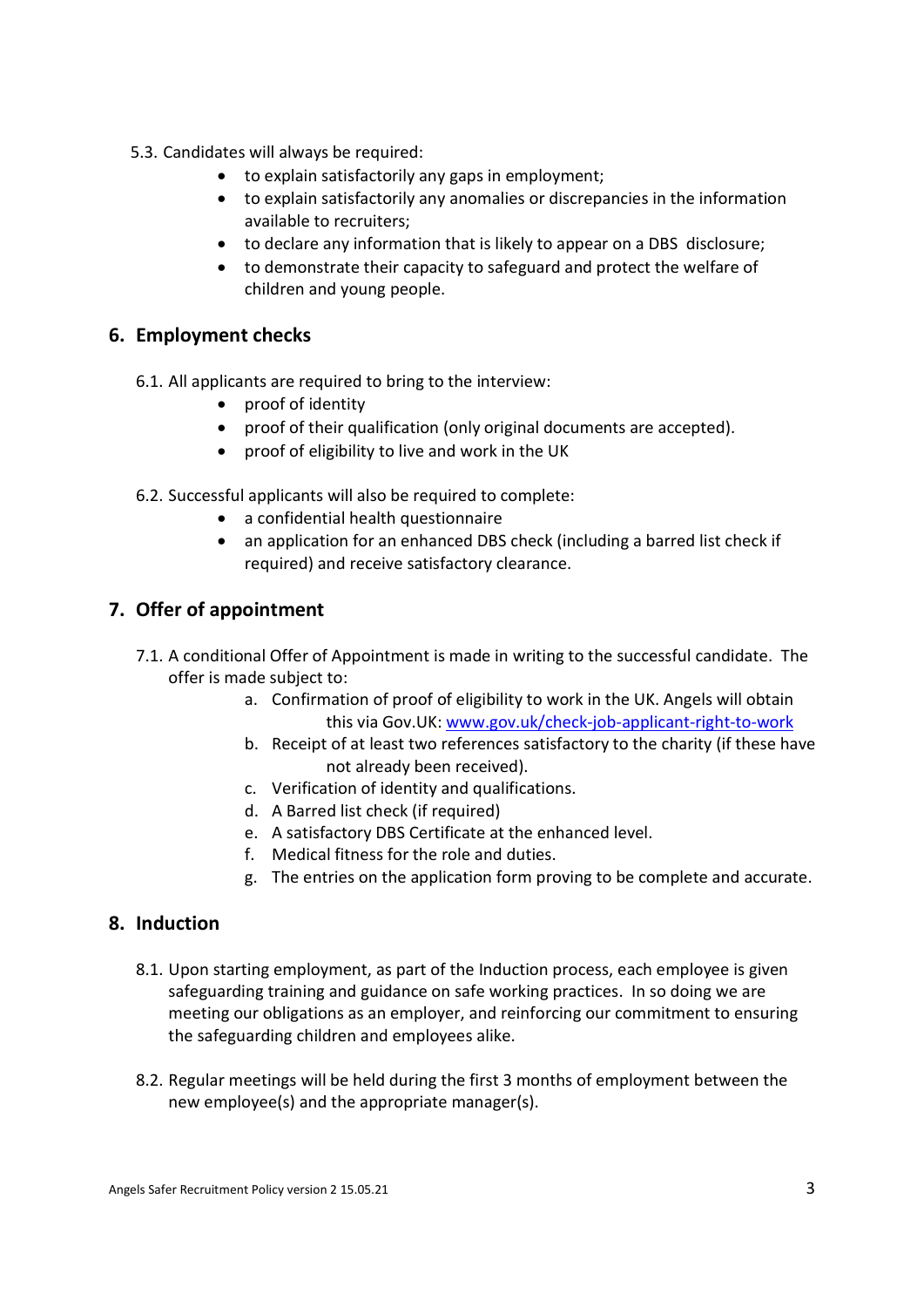5.3. Candidates will always be required:

- to explain satisfactorily any gaps in employment;
- to explain satisfactorily any anomalies or discrepancies in the information available to recruiters;
- to declare any information that is likely to appear on a DBS disclosure;
- to demonstrate their capacity to safeguard and protect the welfare of children and young people.

## 6. Employment checks

6.1. All applicants are required to bring to the interview:

- proof of identity
- proof of their qualification (only original documents are accepted).
- proof of eligibility to live and work in the UK

6.2. Successful applicants will also be required to complete:

- a confidential health questionnaire
- an application for an enhanced DBS check (including a barred list check if required) and receive satisfactory clearance.

## 7. Offer of appointment

7.1. A conditional Offer of Appointment is made in writing to the successful candidate. The offer is made subject to:

a. Confirmation of proof of eligibility to work in the UK. Angels will obtain this via Gov.UK: [www.gov.uk/check-job-applicant-right-to-work](http://www.gov.uk/check-job-applicant-right-to-work)
b. Receipt of at least two references satisfactory to the charity (if these have not already been received).
c. Verification of identity and qualifications.
d. A Barred list check (if required)
e. A satisfactory DBS Certificate at the enhanced level.
f. Medical fitness for the role and duties.
g. The entries on the application form proving to be complete and accurate.

## 8. Induction

8.1. Upon starting employment, as part of the Induction process, each employee is given safeguarding training and guidance on safe working practices. In so doing we are meeting our obligations as an employer, and reinforcing our commitment to ensuring the safeguarding children and employees alike.

8.2. Regular meetings will be held during the first 3 months of employment between the new employee(s) and the appropriate manager(s).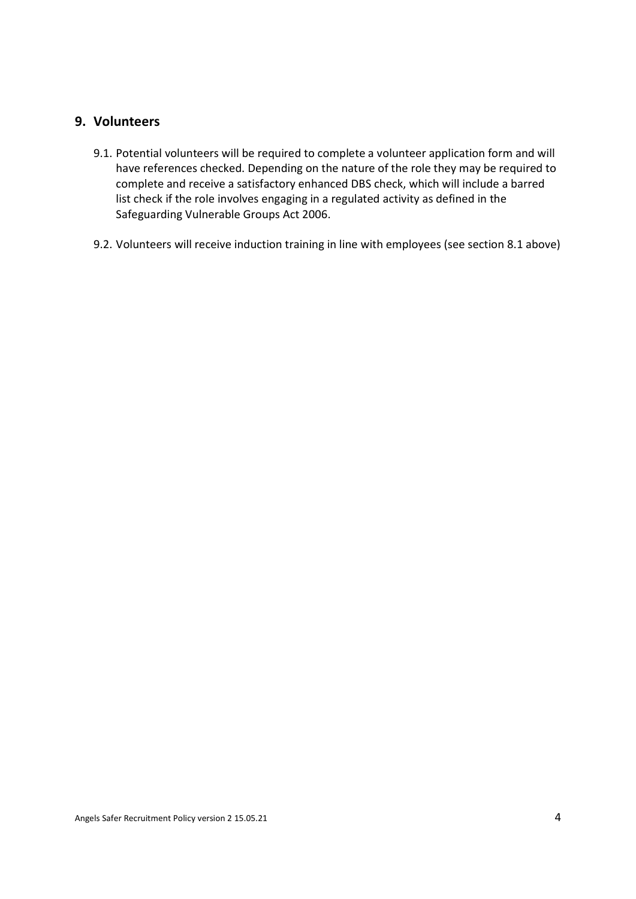## 9. Volunteers

9.1. Potential volunteers will be required to complete a volunteer application form and will have references checked. Depending on the nature of the role they may be required to complete and receive a satisfactory enhanced DBS check, which will include a barred list check if the role involves engaging in a regulated activity as defined in the Safeguarding Vulnerable Groups Act 2006.

9.2. Volunteers will receive induction training in line with employees (see section 8.1 above)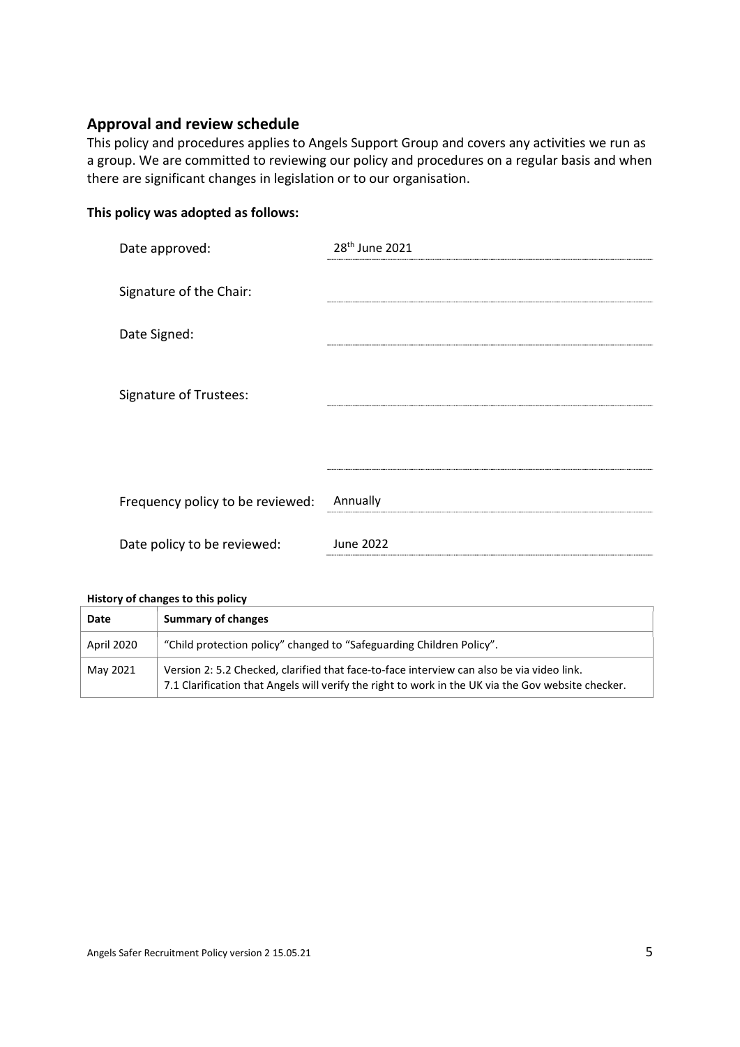## Approval and review schedule

This policy and procedures applies to Angels Support Group and covers any activities we run as a group. We are committed to reviewing our policy and procedures on a regular basis and when there are significant changes in legislation or to our organisation.

**This policy was adopted as follows:**

| | |
|---|---|
| Date approved: | 28th June 2021 |
| Signature of the Chair: | |
| Date Signed: | |
| Signature of Trustees: | |
| | |
| Frequency policy to be reviewed: | Annually |
| Date policy to be reviewed: | June 2022 |

**History of changes to this policy**

| Date | Summary of changes |
|---|---|
| April 2020 | "Child protection policy" changed to "Safeguarding Children Policy". |
| May 2021 | Version 2: 5.2 Checked, clarified that face-to-face interview can also be via video link.<br>7.1 Clarification that Angels will verify the right to work in the UK via the Gov website checker. |